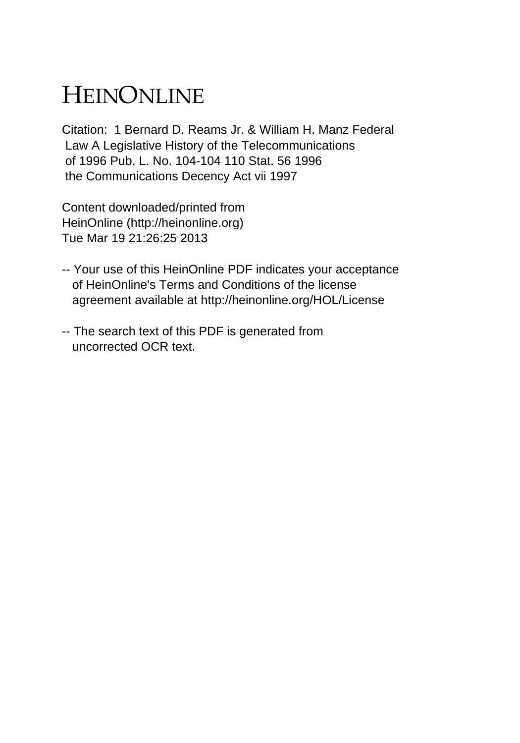# HEINONLINE

Citation: 1 Bernard D. Reams Jr. & William H. Manz Federal Law A Legislative History of the Telecommunications of 1996 Pub. L. No. 104-104 110 Stat. 56 1996 the Communications Decency Act vii 1997

Content downloaded/printed from HeinOnline (http://heinonline.org)
Tue Mar 19 21:26:25 2013

-- Your use of this HeinOnline PDF indicates your acceptance of HeinOnline's Terms and Conditions of the license agreement available at http://heinonline.org/HOL/License

-- The search text of this PDF is generated from uncorrected OCR text.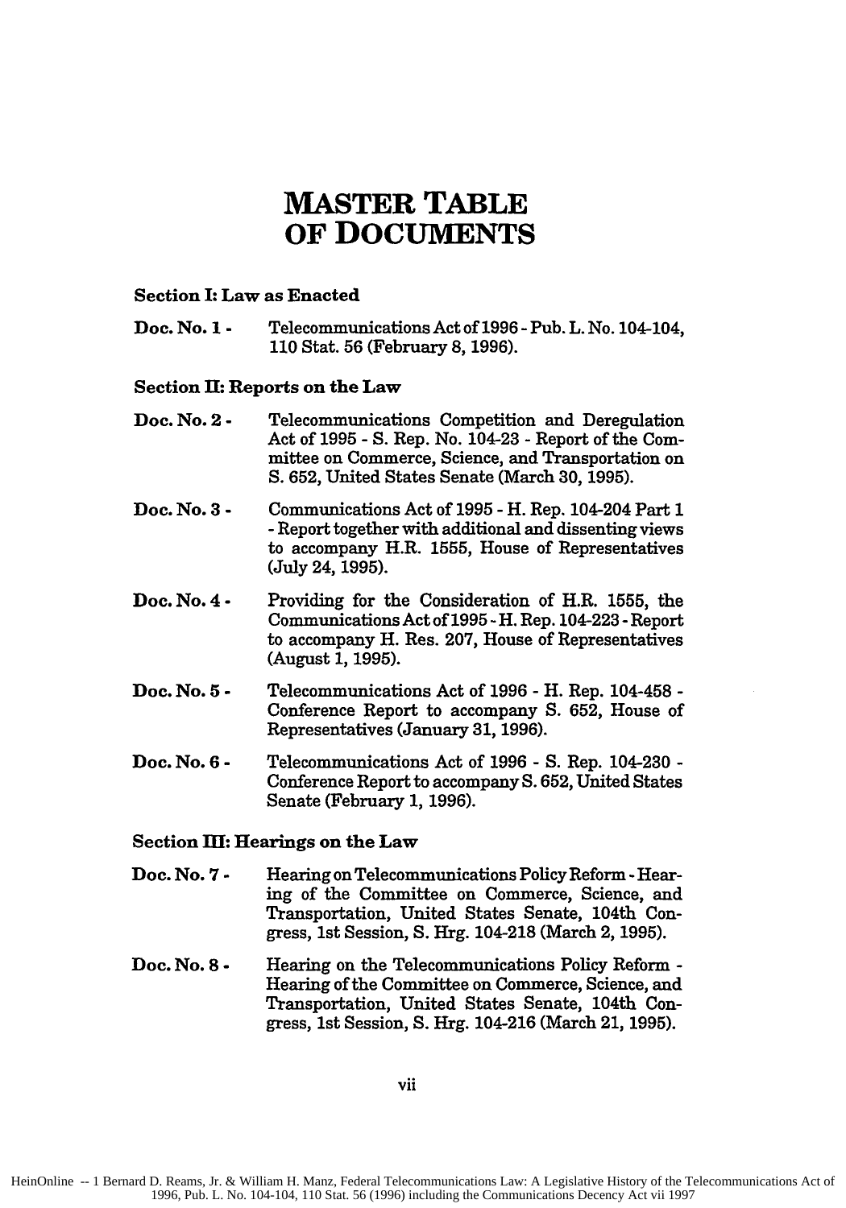# MASTER TABLE OF DOCUMENTS

**Section I: Law as Enacted**

**Doc. No. 1 -** Telecommunications Act of 1996 - Pub. L. No. 104-104, 110 Stat. 56 (February 8, 1996).

**Section II: Reports on the Law**

**Doc. No. 2 -** Telecommunications Competition and Deregulation Act of 1995 - S. Rep. No. 104-23 - Report of the Committee on Commerce, Science, and Transportation on S. 652, United States Senate (March 30, 1995).

**Doc. No. 3 -** Communications Act of 1995 - H. Rep. 104-204 Part 1 - Report together with additional and dissenting views to accompany H.R. 1555, House of Representatives (July 24, 1995).

**Doc. No. 4 -** Providing for the Consideration of H.R. 1555, the Communications Act of 1995 - H. Rep. 104-223 - Report to accompany H. Res. 207, House of Representatives (August 1, 1995).

**Doc. No. 5 -** Telecommunications Act of 1996 - H. Rep. 104-458 - Conference Report to accompany S. 652, House of Representatives (January 31, 1996).

**Doc. No. 6 -** Telecommunications Act of 1996 - S. Rep. 104-230 - Conference Report to accompany S. 652, United States Senate (February 1, 1996).

**Section III: Hearings on the Law**

**Doc. No. 7 -** Hearing on Telecommunications Policy Reform - Hearing of the Committee on Commerce, Science, and Transportation, United States Senate, 104th Congress, 1st Session, S. Hrg. 104-218 (March 2, 1995).

**Doc. No. 8 -** Hearing on the Telecommunications Policy Reform - Hearing of the Committee on Commerce, Science, and Transportation, United States Senate, 104th Congress, 1st Session, S. Hrg. 104-216 (March 21, 1995).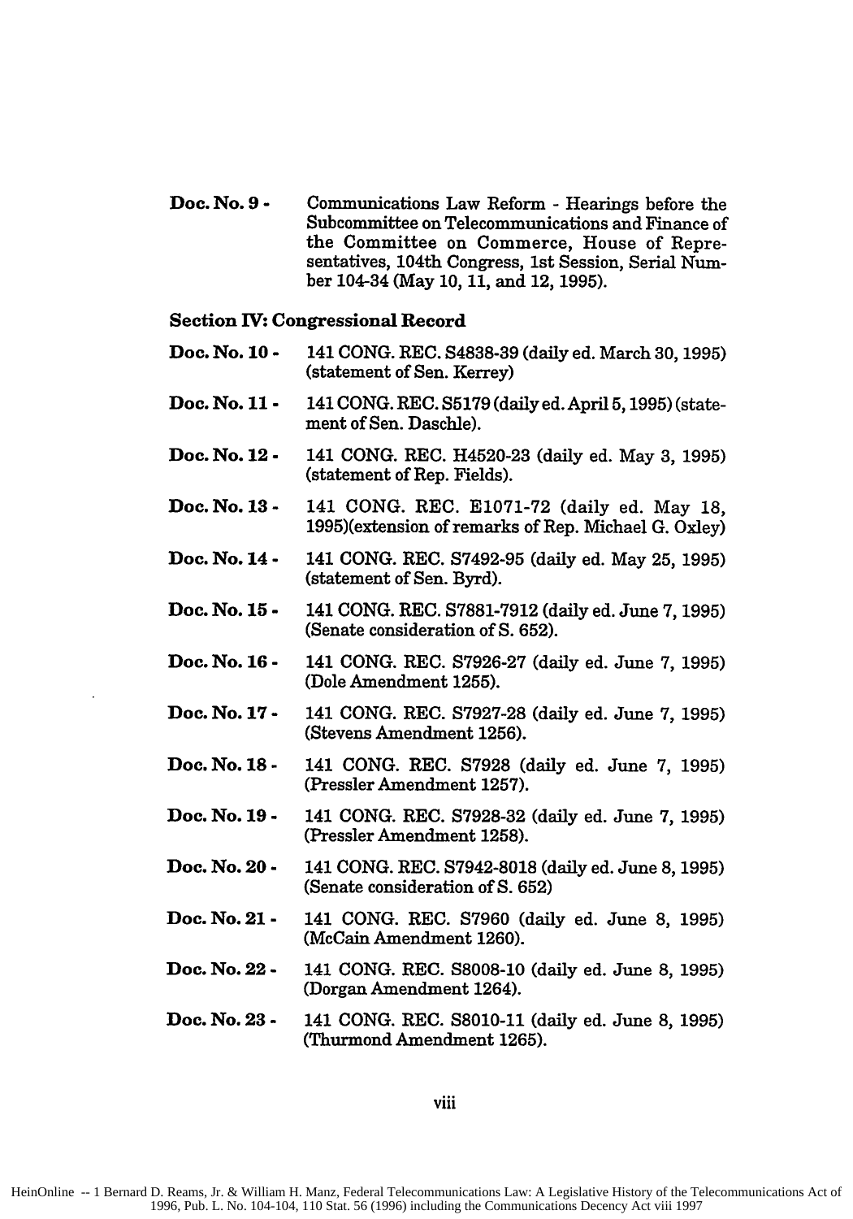**Doc. No. 9 -** Communications Law Reform - Hearings before the Subcommittee on Telecommunications and Finance of the Committee on Commerce, House of Representatives, 104th Congress, 1st Session, Serial Number 104-34 (May 10, 11, and 12, 1995).

### Section IV: Congressional Record

**Doc. No. 10 -** 141 CONG. REC. S4838-39 (daily ed. March 30, 1995) (statement of Sen. Kerrey)

**Doc. No. 11 -** 141 CONG. REC. S5179 (daily ed. April 5, 1995) (statement of Sen. Daschle).

**Doc. No. 12 -** 141 CONG. REC. H4520-23 (daily ed. May 3, 1995) (statement of Rep. Fields).

**Doc. No. 13 -** 141 CONG. REC. E1071-72 (daily ed. May 18, 1995)(extension of remarks of Rep. Michael G. Oxley)

**Doc. No. 14 -** 141 CONG. REC. S7492-95 (daily ed. May 25, 1995) (statement of Sen. Byrd).

**Doc. No. 15 -** 141 CONG. REC. S7881-7912 (daily ed. June 7, 1995) (Senate consideration of S. 652).

**Doc. No. 16 -** 141 CONG. REC. S7926-27 (daily ed. June 7, 1995) (Dole Amendment 1255).

**Doc. No. 17 -** 141 CONG. REC. S7927-28 (daily ed. June 7, 1995) (Stevens Amendment 1256).

**Doc. No. 18 -** 141 CONG. REC. S7928 (daily ed. June 7, 1995) (Pressler Amendment 1257).

**Doc. No. 19 -** 141 CONG. REC. S7928-32 (daily ed. June 7, 1995) (Pressler Amendment 1258).

**Doc. No. 20 -** 141 CONG. REC. S7942-8018 (daily ed. June 8, 1995) (Senate consideration of S. 652)

**Doc. No. 21 -** 141 CONG. REC. S7960 (daily ed. June 8, 1995) (McCain Amendment 1260).

**Doc. No. 22 -** 141 CONG. REC. S8008-10 (daily ed. June 8, 1995) (Dorgan Amendment 1264).

**Doc. No. 23 -** 141 CONG. REC. S8010-11 (daily ed. June 8, 1995) (Thurmond Amendment 1265).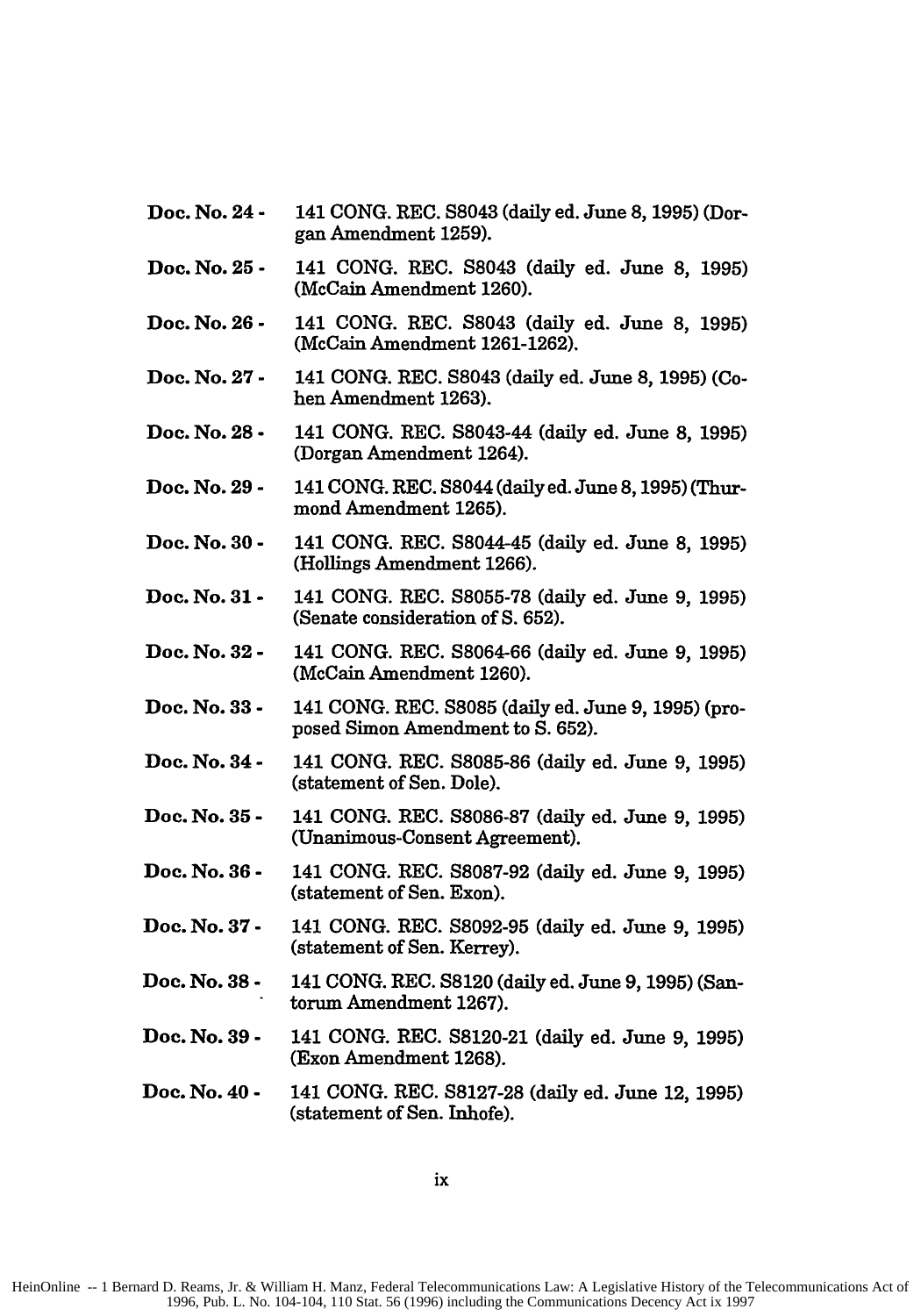**Doc. No. 24 -** 141 CONG. REC. S8043 (daily ed. June 8, 1995) (Dorgan Amendment 1259).

**Doc. No. 25 -** 141 CONG. REC. S8043 (daily ed. June 8, 1995) (McCain Amendment 1260).

**Doc. No. 26 -** 141 CONG. REC. S8043 (daily ed. June 8, 1995) (McCain Amendment 1261-1262).

**Doc. No. 27 -** 141 CONG. REC. S8043 (daily ed. June 8, 1995) (Cohen Amendment 1263).

**Doc. No. 28 -** 141 CONG. REC. S8043-44 (daily ed. June 8, 1995) (Dorgan Amendment 1264).

**Doc. No. 29 -** 141 CONG. REC. S8044 (daily ed. June 8, 1995) (Thurmond Amendment 1265).

**Doc. No. 30 -** 141 CONG. REC. S8044-45 (daily ed. June 8, 1995) (Hollings Amendment 1266).

**Doc. No. 31 -** 141 CONG. REC. S8055-78 (daily ed. June 9, 1995) (Senate consideration of S. 652).

**Doc. No. 32 -** 141 CONG. REC. S8064-66 (daily ed. June 9, 1995) (McCain Amendment 1260).

**Doc. No. 33 -** 141 CONG. REC. S8085 (daily ed. June 9, 1995) (proposed Simon Amendment to S. 652).

**Doc. No. 34 -** 141 CONG. REC. S8085-86 (daily ed. June 9, 1995) (statement of Sen. Dole).

**Doc. No. 35 -** 141 CONG. REC. S8086-87 (daily ed. June 9, 1995) (Unanimous-Consent Agreement).

**Doc. No. 36 -** 141 CONG. REC. S8087-92 (daily ed. June 9, 1995) (statement of Sen. Exon).

**Doc. No. 37 -** 141 CONG. REC. S8092-95 (daily ed. June 9, 1995) (statement of Sen. Kerrey).

**Doc. No. 38 -** 141 CONG. REC. S8120 (daily ed. June 9, 1995) (Santorum Amendment 1267).

**Doc. No. 39 -** 141 CONG. REC. S8120-21 (daily ed. June 9, 1995) (Exon Amendment 1268).

**Doc. No. 40 -** 141 CONG. REC. S8127-28 (daily ed. June 12, 1995) (statement of Sen. Inhofe).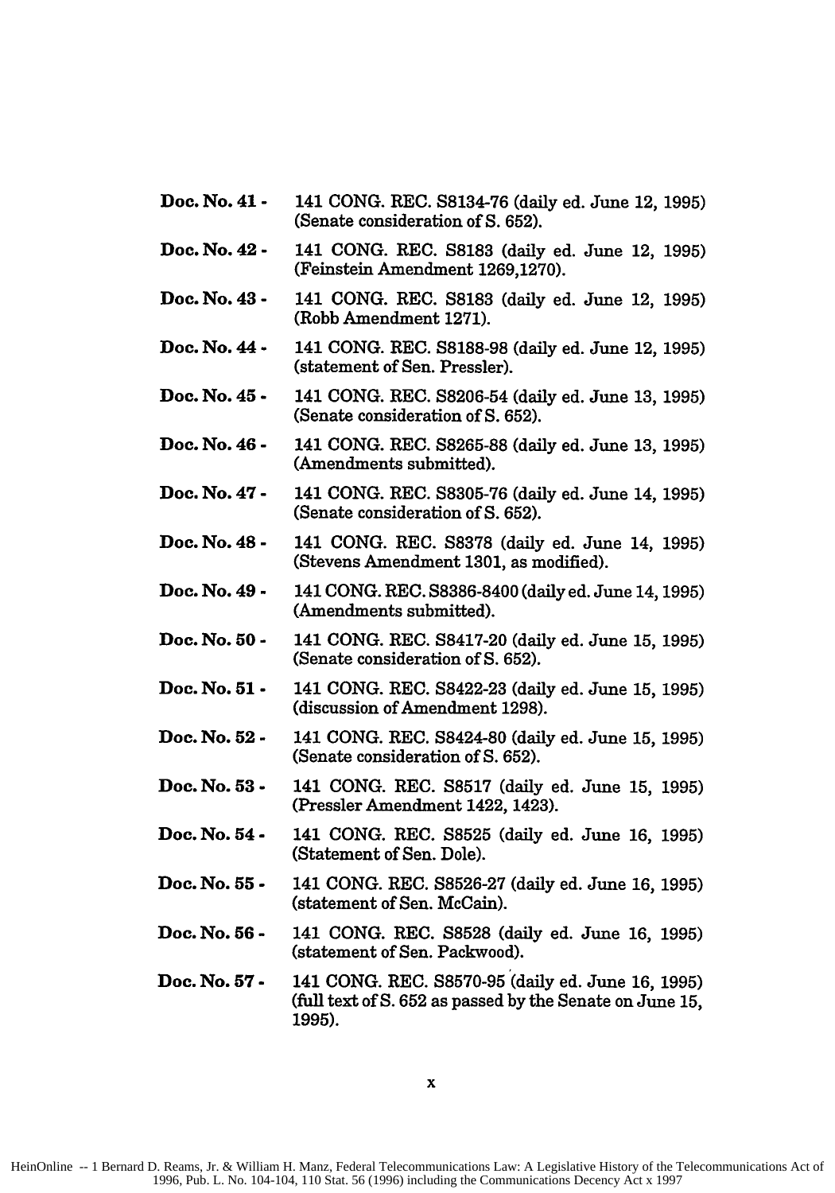**Doc. No. 41 -** 141 CONG. REC. S8134-76 (daily ed. June 12, 1995) (Senate consideration of S. 652).

**Doc. No. 42 -** 141 CONG. REC. S8183 (daily ed. June 12, 1995) (Feinstein Amendment 1269,1270).

**Doc. No. 43 -** 141 CONG. REC. S8183 (daily ed. June 12, 1995) (Robb Amendment 1271).

**Doc. No. 44 -** 141 CONG. REC. S8188-98 (daily ed. June 12, 1995) (statement of Sen. Pressler).

**Doc. No. 45 -** 141 CONG. REC. S8206-54 (daily ed. June 13, 1995) (Senate consideration of S. 652).

**Doc. No. 46 -** 141 CONG. REC. S8265-88 (daily ed. June 13, 1995) (Amendments submitted).

**Doc. No. 47 -** 141 CONG. REC. S8305-76 (daily ed. June 14, 1995) (Senate consideration of S. 652).

**Doc. No. 48 -** 141 CONG. REC. S8378 (daily ed. June 14, 1995) (Stevens Amendment 1301, as modified).

**Doc. No. 49 -** 141 CONG. REC. S8386-8400 (daily ed. June 14, 1995) (Amendments submitted).

**Doc. No. 50 -** 141 CONG. REC. S8417-20 (daily ed. June 15, 1995) (Senate consideration of S. 652).

**Doc. No. 51 -** 141 CONG. REC. S8422-23 (daily ed. June 15, 1995) (discussion of Amendment 1298).

**Doc. No. 52 -** 141 CONG. REC. S8424-80 (daily ed. June 15, 1995) (Senate consideration of S. 652).

**Doc. No. 53 -** 141 CONG. REC. S8517 (daily ed. June 15, 1995) (Pressler Amendment 1422, 1423).

**Doc. No. 54 -** 141 CONG. REC. S8525 (daily ed. June 16, 1995) (Statement of Sen. Dole).

**Doc. No. 55 -** 141 CONG. REC. S8526-27 (daily ed. June 16, 1995) (statement of Sen. McCain).

**Doc. No. 56 -** 141 CONG. REC. S8528 (daily ed. June 16, 1995) (statement of Sen. Packwood).

**Doc. No. 57 -** 141 CONG. REC. S8570-95 (daily ed. June 16, 1995) (full text of S. 652 as passed by the Senate on June 15, 1995).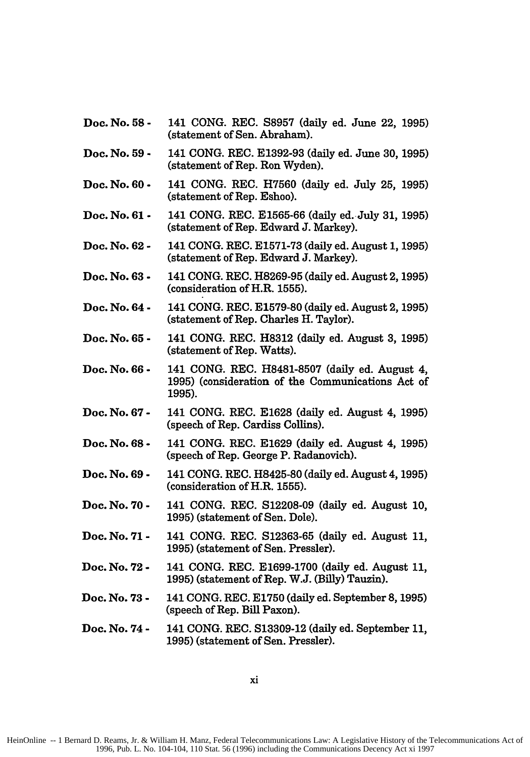**Doc. No. 58 -** 141 CONG. REC. S8957 (daily ed. June 22, 1995) (statement of Sen. Abraham).

**Doc. No. 59 -** 141 CONG. REC. E1392-93 (daily ed. June 30, 1995) (statement of Rep. Ron Wyden).

**Doc. No. 60 -** 141 CONG. REC. H7560 (daily ed. July 25, 1995) (statement of Rep. Eshoo).

**Doc. No. 61 -** 141 CONG. REC. E1565-66 (daily ed. July 31, 1995) (statement of Rep. Edward J. Markey).

**Doc. No. 62 -** 141 CONG. REC. E1571-73 (daily ed. August 1, 1995) (statement of Rep. Edward J. Markey).

**Doc. No. 63 -** 141 CONG. REC. H8269-95 (daily ed. August 2, 1995) (consideration of H.R. 1555).

**Doc. No. 64 -** 141 CONG. REC. E1579-80 (daily ed. August 2, 1995) (statement of Rep. Charles H. Taylor).

**Doc. No. 65 -** 141 CONG. REC. H8312 (daily ed. August 3, 1995) (statement of Rep. Watts).

**Doc. No. 66 -** 141 CONG. REC. H8481-8507 (daily ed. August 4, 1995) (consideration of the Communications Act of 1995).

**Doc. No. 67 -** 141 CONG. REC. E1628 (daily ed. August 4, 1995) (speech of Rep. Cardiss Collins).

**Doc. No. 68 -** 141 CONG. REC. E1629 (daily ed. August 4, 1995) (speech of Rep. George P. Radanovich).

**Doc. No. 69 -** 141 CONG. REC. H8425-80 (daily ed. August 4, 1995) (consideration of H.R. 1555).

**Doc. No. 70 -** 141 CONG. REC. S12208-09 (daily ed. August 10, 1995) (statement of Sen. Dole).

**Doc. No. 71 -** 141 CONG. REC. S12363-65 (daily ed. August 11, 1995) (statement of Sen. Pressler).

**Doc. No. 72 -** 141 CONG. REC. E1699-1700 (daily ed. August 11, 1995) (statement of Rep. W.J. (Billy) Tauzin).

**Doc. No. 73 -** 141 CONG. REC. E1750 (daily ed. September 8, 1995) (speech of Rep. Bill Paxon).

**Doc. No. 74 -** 141 CONG. REC. S13309-12 (daily ed. September 11, 1995) (statement of Sen. Pressler).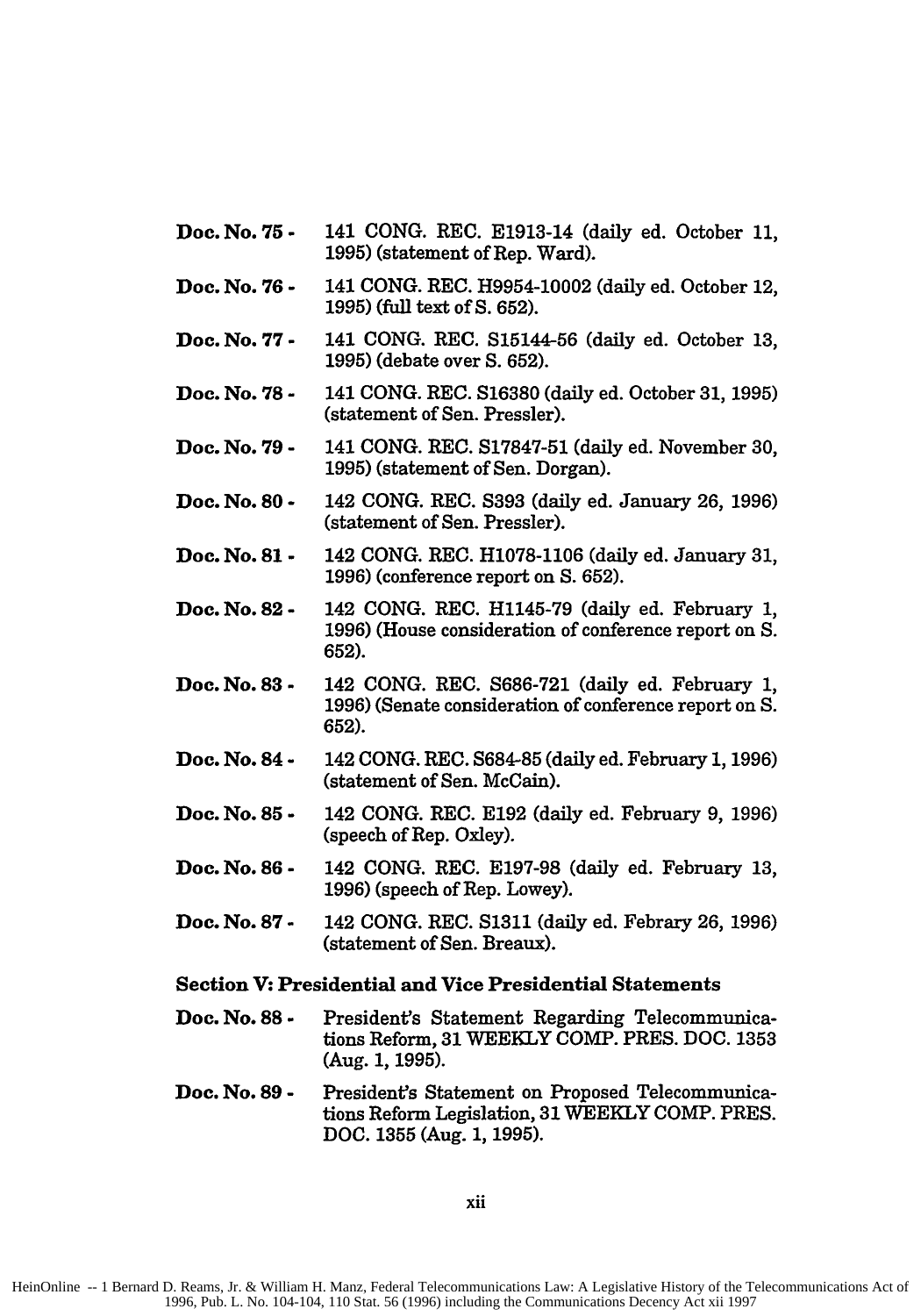**Doc. No. 75 -** 141 CONG. REC. E1913-14 (daily ed. October 11, 1995) (statement of Rep. Ward).

**Doc. No. 76 -** 141 CONG. REC. H9954-10002 (daily ed. October 12, 1995) (full text of S. 652).

**Doc. No. 77 -** 141 CONG. REC. S15144-56 (daily ed. October 13, 1995) (debate over S. 652).

**Doc. No. 78 -** 141 CONG. REC. S16380 (daily ed. October 31, 1995) (statement of Sen. Pressler).

**Doc. No. 79 -** 141 CONG. REC. S17847-51 (daily ed. November 30, 1995) (statement of Sen. Dorgan).

**Doc. No. 80 -** 142 CONG. REC. S393 (daily ed. January 26, 1996) (statement of Sen. Pressler).

**Doc. No. 81 -** 142 CONG. REC. H1078-1106 (daily ed. January 31, 1996) (conference report on S. 652).

**Doc. No. 82 -** 142 CONG. REC. H1145-79 (daily ed. February 1, 1996) (House consideration of conference report on S. 652).

**Doc. No. 83 -** 142 CONG. REC. S686-721 (daily ed. February 1, 1996) (Senate consideration of conference report on S. 652).

**Doc. No. 84 -** 142 CONG. REC. S684-85 (daily ed. February 1, 1996) (statement of Sen. McCain).

**Doc. No. 85 -** 142 CONG. REC. E192 (daily ed. February 9, 1996) (speech of Rep. Oxley).

**Doc. No. 86 -** 142 CONG. REC. E197-98 (daily ed. February 13, 1996) (speech of Rep. Lowey).

**Doc. No. 87 -** 142 CONG. REC. S1311 (daily ed. Febrary 26, 1996) (statement of Sen. Breaux).

### Section V: Presidential and Vice Presidential Statements

**Doc. No. 88 -** President's Statement Regarding Telecommunications Reform, 31 WEEKLY COMP. PRES. DOC. 1353 (Aug. 1, 1995).

**Doc. No. 89 -** President's Statement on Proposed Telecommunications Reform Legislation, 31 WEEKLY COMP. PRES. DOC. 1355 (Aug. 1, 1995).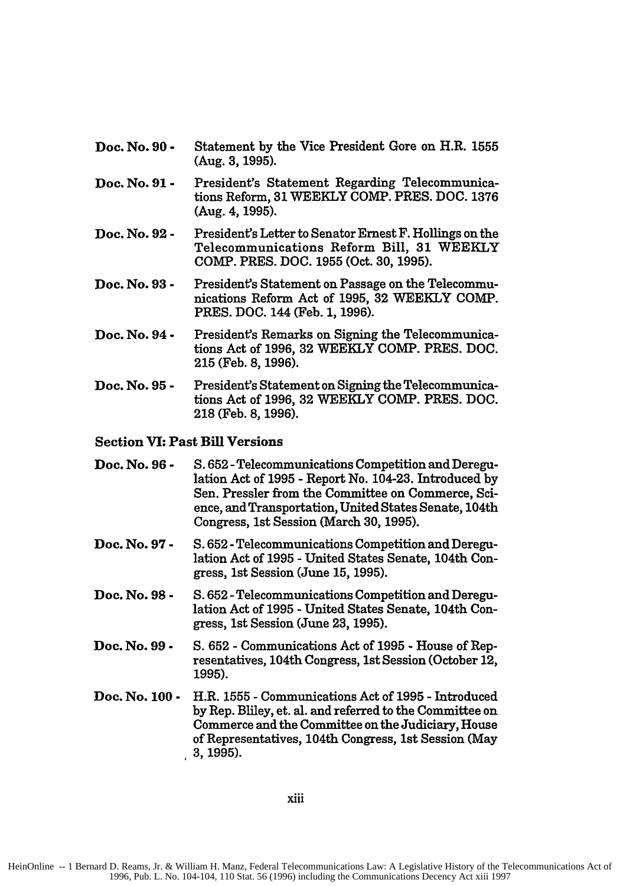**Doc. No. 90 -** Statement by the Vice President Gore on H.R. 1555 (Aug. 3, 1995).

**Doc. No. 91 -** President's Statement Regarding Telecommunications Reform, 31 WEEKLY COMP. PRES. DOC. 1376 (Aug. 4, 1995).

**Doc. No. 92 -** President's Letter to Senator Ernest F. Hollings on the Telecommunications Reform Bill, 31 WEEKLY COMP. PRES. DOC. 1955 (Oct. 30, 1995).

**Doc. No. 93 -** President's Statement on Passage on the Telecommunications Reform Act of 1995, 32 WEEKLY COMP. PRES. DOC. 144 (Feb. 1, 1996).

**Doc. No. 94 -** President's Remarks on Signing the Telecommunications Act of 1996, 32 WEEKLY COMP. PRES. DOC. 215 (Feb. 8, 1996).

**Doc. No. 95 -** President's Statement on Signing the Telecommunications Act of 1996, 32 WEEKLY COMP. PRES. DOC. 218 (Feb. 8, 1996).

### Section VI: Past Bill Versions

**Doc. No. 96 -** S. 652 - Telecommunications Competition and Deregulation Act of 1995 - Report No. 104-23. Introduced by Sen. Pressler from the Committee on Commerce, Science, and Transportation, United States Senate, 104th Congress, 1st Session (March 30, 1995).

**Doc. No. 97 -** S. 652 - Telecommunications Competition and Deregulation Act of 1995 - United States Senate, 104th Congress, 1st Session (June 15, 1995).

**Doc. No. 98 -** S. 652 - Telecommunications Competition and Deregulation Act of 1995 - United States Senate, 104th Congress, 1st Session (June 23, 1995).

**Doc. No. 99 -** S. 652 - Communications Act of 1995 - House of Representatives, 104th Congress, 1st Session (October 12, 1995).

**Doc. No. 100 -** H.R. 1555 - Communications Act of 1995 - Introduced by Rep. Bliley, et. al. and referred to the Committee on Commerce and the Committee on the Judiciary, House of Representatives, 104th Congress, 1st Session (May 3, 1995).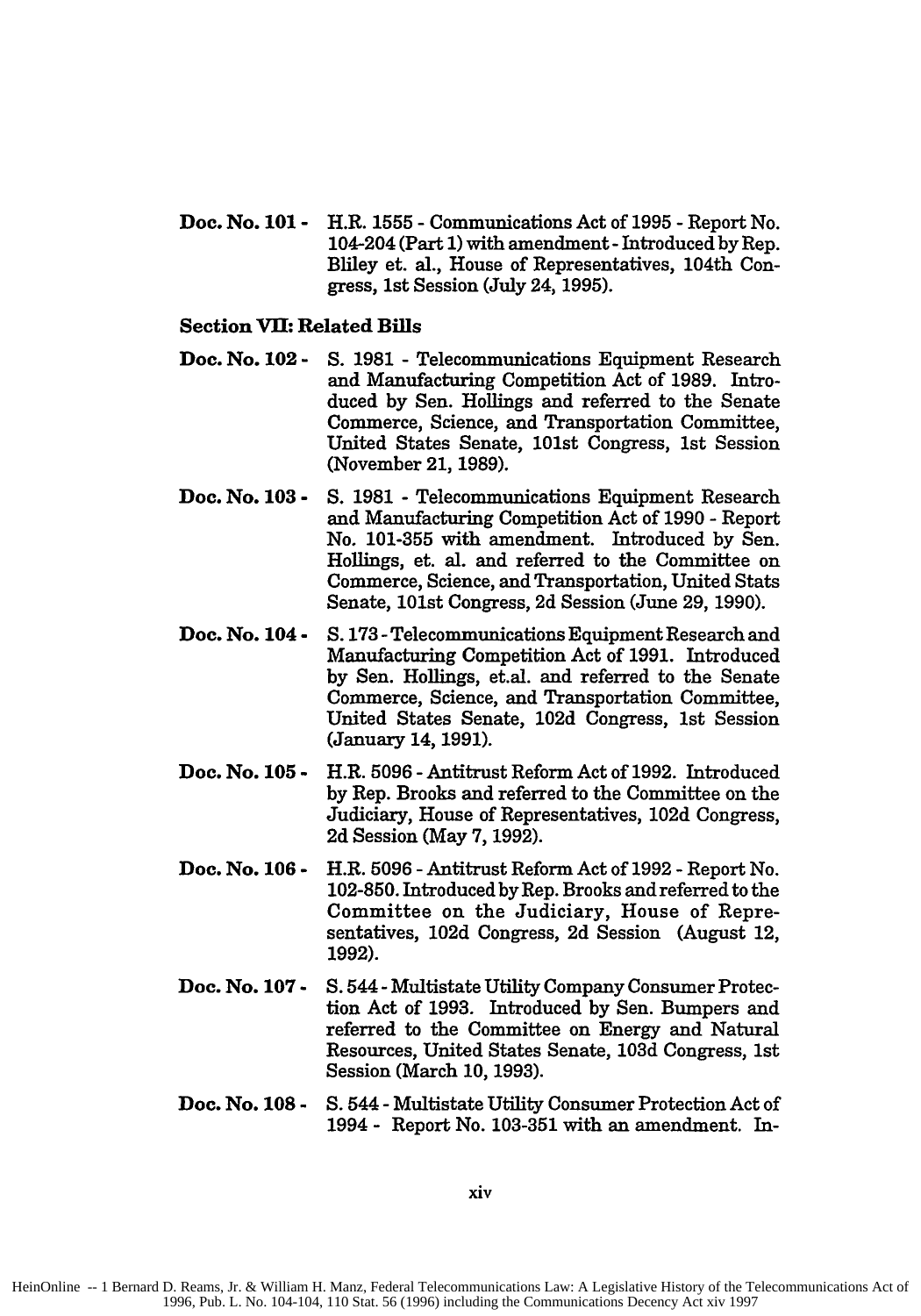**Doc. No. 101 -** H.R. 1555 - Communications Act of 1995 - Report No. 104-204 (Part 1) with amendment - Introduced by Rep. Bliley et. al., House of Representatives, 104th Congress, 1st Session (July 24, 1995).

**Section VII: Related Bills**

**Doc. No. 102 -** S. 1981 - Telecommunications Equipment Research and Manufacturing Competition Act of 1989. Introduced by Sen. Hollings and referred to the Senate Commerce, Science, and Transportation Committee, United States Senate, 101st Congress, 1st Session (November 21, 1989).

**Doc. No. 103 -** S. 1981 - Telecommunications Equipment Research and Manufacturing Competition Act of 1990 - Report No. 101-355 with amendment. Introduced by Sen. Hollings, et. al. and referred to the Committee on Commerce, Science, and Transportation, United Stats Senate, 101st Congress, 2d Session (June 29, 1990).

**Doc. No. 104 -** S. 173 - Telecommunications Equipment Research and Manufacturing Competition Act of 1991. Introduced by Sen. Hollings, et.al. and referred to the Senate Commerce, Science, and Transportation Committee, United States Senate, 102d Congress, 1st Session (January 14, 1991).

**Doc. No. 105 -** H.R. 5096 - Antitrust Reform Act of 1992. Introduced by Rep. Brooks and referred to the Committee on the Judiciary, House of Representatives, 102d Congress, 2d Session (May 7, 1992).

**Doc. No. 106 -** H.R. 5096 - Antitrust Reform Act of 1992 - Report No. 102-850. Introduced by Rep. Brooks and referred to the Committee on the Judiciary, House of Representatives, 102d Congress, 2d Session (August 12, 1992).

**Doc. No. 107 -** S. 544 - Multistate Utility Company Consumer Protection Act of 1993. Introduced by Sen. Bumpers and referred to the Committee on Energy and Natural Resources, United States Senate, 103d Congress, 1st Session (March 10, 1993).

**Doc. No. 108 -** S. 544 - Multistate Utility Consumer Protection Act of 1994 - Report No. 103-351 with an amendment. In-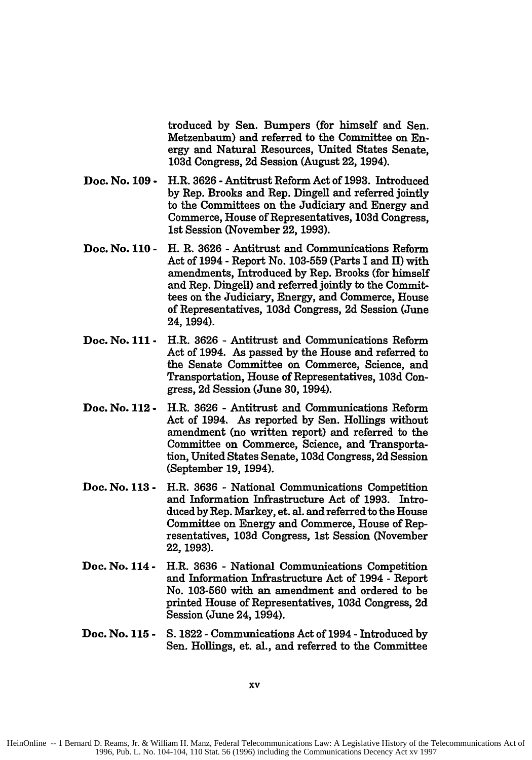troduced by Sen. Bumpers (for himself and Sen. Metzenbaum) and referred to the Committee on Energy and Natural Resources, United States Senate, 103d Congress, 2d Session (August 22, 1994).

**Doc. No. 109 -** H.R. 3626 - Antitrust Reform Act of 1993. Introduced by Rep. Brooks and Rep. Dingell and referred jointly to the Committees on the Judiciary and Energy and Commerce, House of Representatives, 103d Congress, 1st Session (November 22, 1993).

**Doc. No. 110 -** H. R. 3626 - Antitrust and Communications Reform Act of 1994 - Report No. 103-559 (Parts I and II) with amendments, Introduced by Rep. Brooks (for himself and Rep. Dingell) and referred jointly to the Committees on the Judiciary, Energy, and Commerce, House of Representatives, 103d Congress, 2d Session (June 24, 1994).

**Doc. No. 111 -** H.R. 3626 - Antitrust and Communications Reform Act of 1994. As passed by the House and referred to the Senate Committee on Commerce, Science, and Transportation, House of Representatives, 103d Congress, 2d Session (June 30, 1994).

**Doc. No. 112 -** H.R. 3626 - Antitrust and Communications Reform Act of 1994. As reported by Sen. Hollings without amendment (no written report) and referred to the Committee on Commerce, Science, and Transportation, United States Senate, 103d Congress, 2d Session (September 19, 1994).

**Doc. No. 113 -** H.R. 3636 - National Communications Competition and Information Infrastructure Act of 1993. Introduced by Rep. Markey, et. al. and referred to the House Committee on Energy and Commerce, House of Representatives, 103d Congress, 1st Session (November 22, 1993).

**Doc. No. 114 -** H.R. 3636 - National Communications Competition and Information Infrastructure Act of 1994 - Report No. 103-560 with an amendment and ordered to be printed House of Representatives, 103d Congress, 2d Session (June 24, 1994).

**Doc. No. 115 -** S. 1822 - Communications Act of 1994 - Introduced by Sen. Hollings, et. al., and referred to the Committee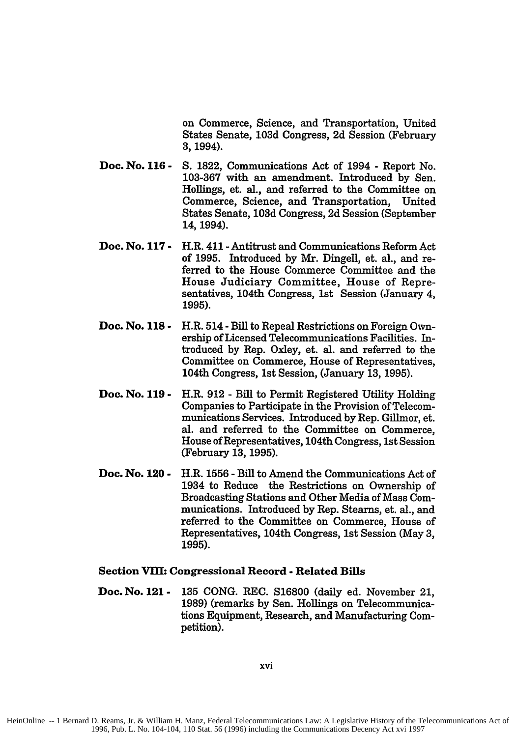on Commerce, Science, and Transportation, United States Senate, 103d Congress, 2d Session (February 3, 1994).

**Doc. No. 116 -** S. 1822, Communications Act of 1994 - Report No. 103-367 with an amendment. Introduced by Sen. Hollings, et. al., and referred to the Committee on Commerce, Science, and Transportation, United States Senate, 103d Congress, 2d Session (September 14, 1994).

**Doc. No. 117 -** H.R. 411 - Antitrust and Communications Reform Act of 1995. Introduced by Mr. Dingell, et. al., and referred to the House Commerce Committee and the House Judiciary Committee, House of Representatives, 104th Congress, 1st Session (January 4, 1995).

**Doc. No. 118 -** H.R. 514 - Bill to Repeal Restrictions on Foreign Ownership of Licensed Telecommunications Facilities. Introduced by Rep. Oxley, et. al. and referred to the Committee on Commerce, House of Representatives, 104th Congress, 1st Session, (January 13, 1995).

**Doc. No. 119 -** H.R. 912 - Bill to Permit Registered Utility Holding Companies to Participate in the Provision of Telecommunications Services. Introduced by Rep. Gillmor, et. al. and referred to the Committee on Commerce, House of Representatives, 104th Congress, 1st Session (February 13, 1995).

**Doc. No. 120 -** H.R. 1556 - Bill to Amend the Communications Act of 1934 to Reduce the Restrictions on Ownership of Broadcasting Stations and Other Media of Mass Communications. Introduced by Rep. Stearns, et. al., and referred to the Committee on Commerce, House of Representatives, 104th Congress, 1st Session (May 3, 1995).

### Section VIII: Congressional Record - Related Bills

**Doc. No. 121 -** 135 CONG. REC. S16800 (daily ed. November 21, 1989) (remarks by Sen. Hollings on Telecommunications Equipment, Research, and Manufacturing Competition).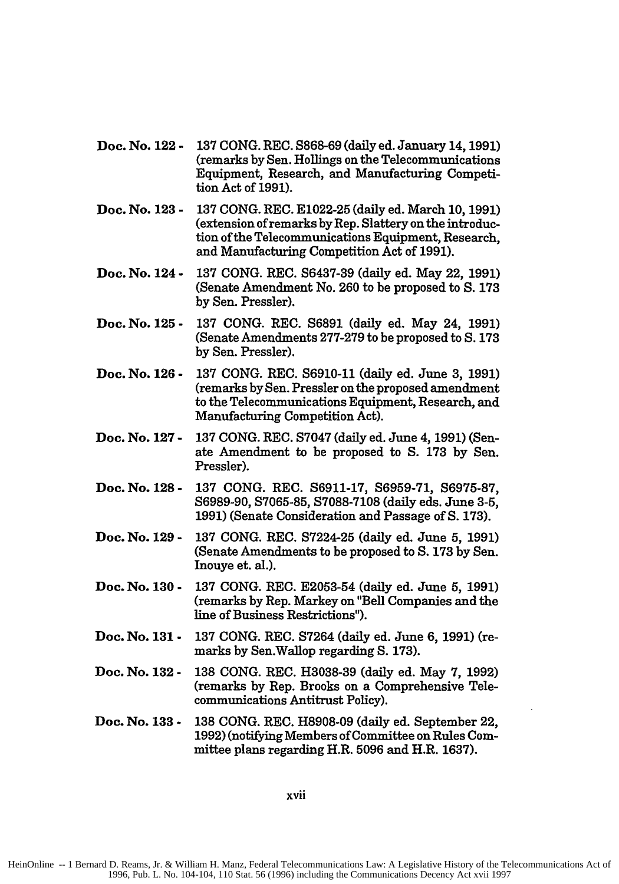**Doc. No. 122 -** 137 CONG. REC. S868-69 (daily ed. January 14, 1991) (remarks by Sen. Hollings on the Telecommunications Equipment, Research, and Manufacturing Competition Act of 1991).

**Doc. No. 123 -** 137 CONG. REC. E1022-25 (daily ed. March 10, 1991) (extension of remarks by Rep. Slattery on the introduction of the Telecommunications Equipment, Research, and Manufacturing Competition Act of 1991).

**Doc. No. 124 -** 137 CONG. REC. S6437-39 (daily ed. May 22, 1991) (Senate Amendment No. 260 to be proposed to S. 173 by Sen. Pressler).

**Doc. No. 125 -** 137 CONG. REC. S6891 (daily ed. May 24, 1991) (Senate Amendments 277-279 to be proposed to S. 173 by Sen. Pressler).

**Doc. No. 126 -** 137 CONG. REC. S6910-11 (daily ed. June 3, 1991) (remarks by Sen. Pressler on the proposed amendment to the Telecommunications Equipment, Research, and Manufacturing Competition Act).

**Doc. No. 127 -** 137 CONG. REC. S7047 (daily ed. June 4, 1991) (Senate Amendment to be proposed to S. 173 by Sen. Pressler).

**Doc. No. 128 -** 137 CONG. REC. S6911-17, S6959-71, S6975-87, S6989-90, S7065-85, S7088-7108 (daily eds. June 3-5, 1991) (Senate Consideration and Passage of S. 173).

**Doc. No. 129 -** 137 CONG. REC. S7224-25 (daily ed. June 5, 1991) (Senate Amendments to be proposed to S. 173 by Sen. Inouye et. al.).

**Doc. No. 130 -** 137 CONG. REC. E2053-54 (daily ed. June 5, 1991) (remarks by Rep. Markey on "Bell Companies and the line of Business Restrictions").

**Doc. No. 131 -** 137 CONG. REC. S7264 (daily ed. June 6, 1991) (remarks by Sen.Wallop regarding S. 173).

**Doc. No. 132 -** 138 CONG. REC. H3038-39 (daily ed. May 7, 1992) (remarks by Rep. Brooks on a Comprehensive Telecommunications Antitrust Policy).

**Doc. No. 133 -** 138 CONG. REC. H8908-09 (daily ed. September 22, 1992) (notifying Members of Committee on Rules Committee plans regarding H.R. 5096 and H.R. 1637).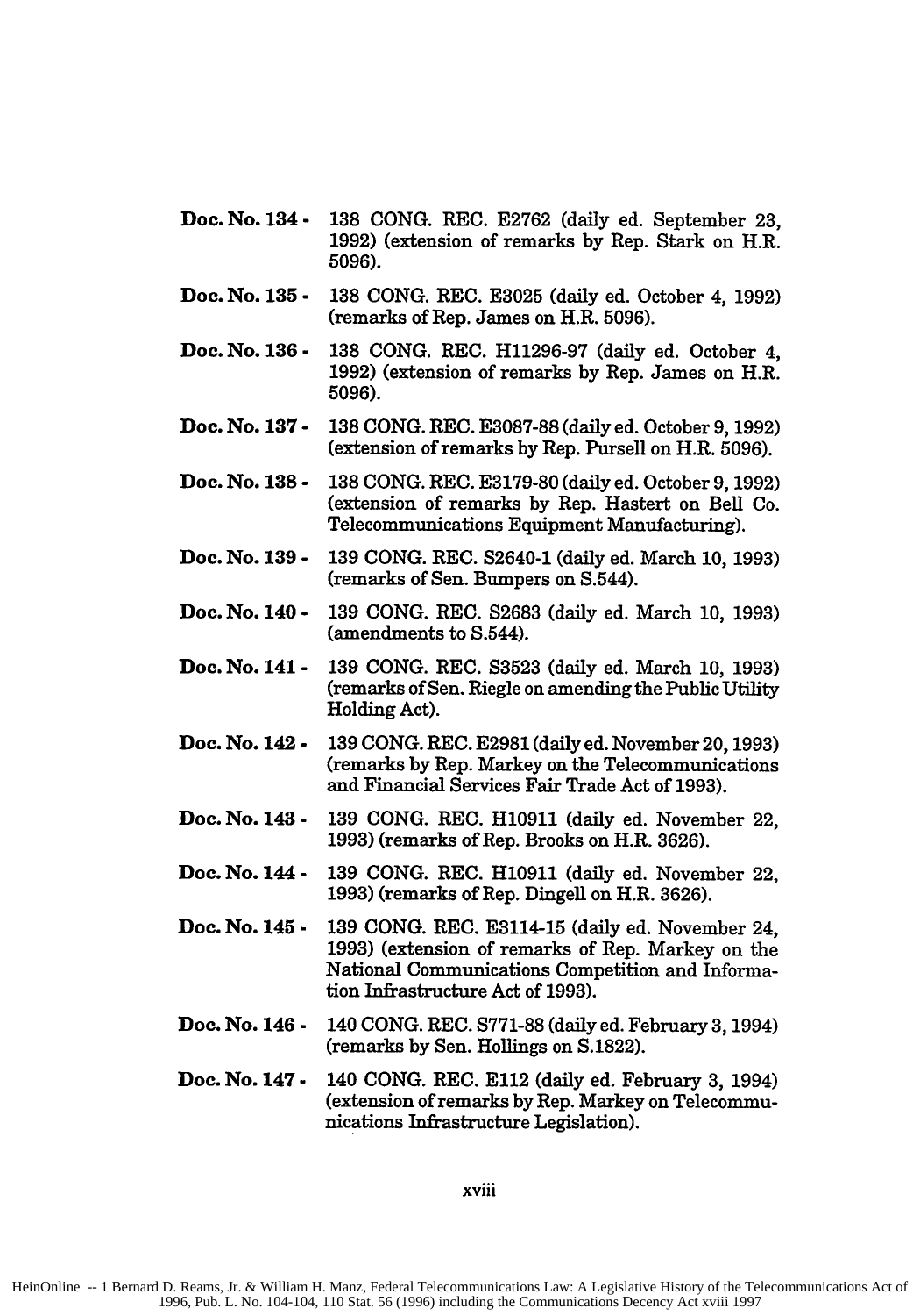**Doc. No. 134 -** 138 CONG. REC. E2762 (daily ed. September 23, 1992) (extension of remarks by Rep. Stark on H.R. 5096).

**Doc. No. 135 -** 138 CONG. REC. E3025 (daily ed. October 4, 1992) (remarks of Rep. James on H.R. 5096).

**Doc. No. 136 -** 138 CONG. REC. H11296-97 (daily ed. October 4, 1992) (extension of remarks by Rep. James on H.R. 5096).

**Doc. No. 137 -** 138 CONG. REC. E3087-88 (daily ed. October 9, 1992) (extension of remarks by Rep. Pursell on H.R. 5096).

**Doc. No. 138 -** 138 CONG. REC. E3179-80 (daily ed. October 9, 1992) (extension of remarks by Rep. Hastert on Bell Co. Telecommunications Equipment Manufacturing).

**Doc. No. 139 -** 139 CONG. REC. S2640-1 (daily ed. March 10, 1993) (remarks of Sen. Bumpers on S.544).

**Doc. No. 140 -** 139 CONG. REC. S2683 (daily ed. March 10, 1993) (amendments to S.544).

**Doc. No. 141 -** 139 CONG. REC. S3523 (daily ed. March 10, 1993) (remarks of Sen. Riegle on amending the Public Utility Holding Act).

**Doc. No. 142 -** 139 CONG. REC. E2981 (daily ed. November 20, 1993) (remarks by Rep. Markey on the Telecommunications and Financial Services Fair Trade Act of 1993).

**Doc. No. 143 -** 139 CONG. REC. H10911 (daily ed. November 22, 1993) (remarks of Rep. Brooks on H.R. 3626).

**Doc. No. 144 -** 139 CONG. REC. H10911 (daily ed. November 22, 1993) (remarks of Rep. Dingell on H.R. 3626).

**Doc. No. 145 -** 139 CONG. REC. E3114-15 (daily ed. November 24, 1993) (extension of remarks of Rep. Markey on the National Communications Competition and Information Infrastructure Act of 1993).

**Doc. No. 146 -** 140 CONG. REC. S771-88 (daily ed. February 3, 1994) (remarks by Sen. Hollings on S.1822).

**Doc. No. 147 -** 140 CONG. REC. E112 (daily ed. February 3, 1994) (extension of remarks by Rep. Markey on Telecommunications Infrastructure Legislation).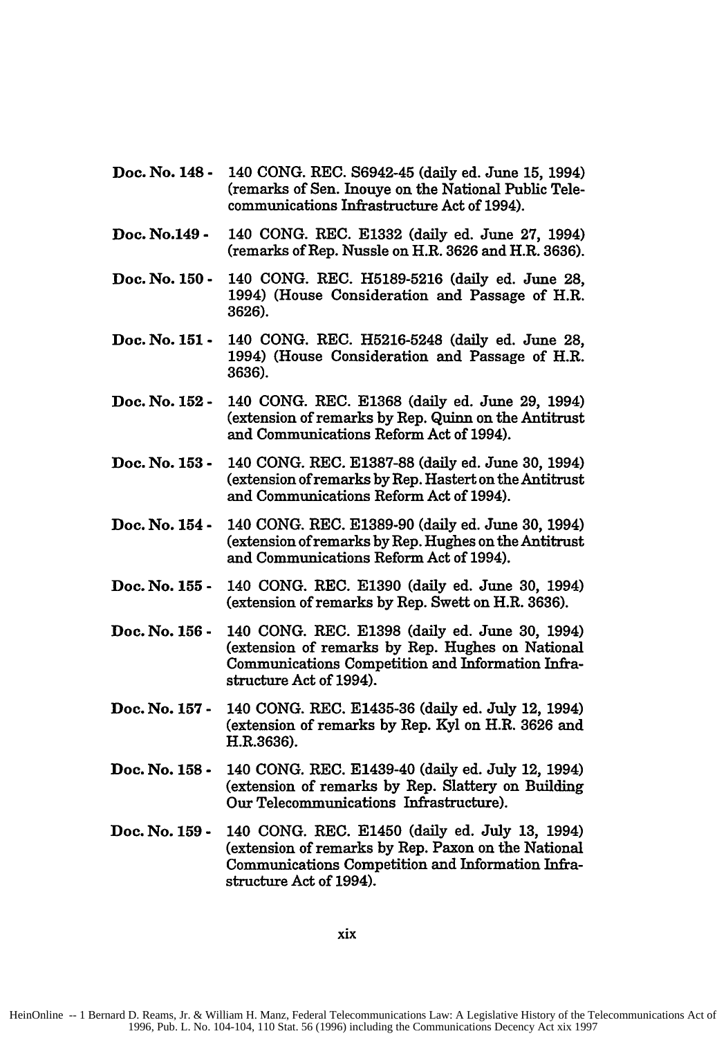**Doc. No. 148 -** 140 CONG. REC. S6942-45 (daily ed. June 15, 1994) (remarks of Sen. Inouye on the National Public Telecommunications Infrastructure Act of 1994).

**Doc. No.149 -** 140 CONG. REC. E1332 (daily ed. June 27, 1994) (remarks of Rep. Nussle on H.R. 3626 and H.R. 3636).

**Doc. No. 150 -** 140 CONG. REC. H5189-5216 (daily ed. June 28, 1994) (House Consideration and Passage of H.R. 3626).

**Doc. No. 151 -** 140 CONG. REC. H5216-5248 (daily ed. June 28, 1994) (House Consideration and Passage of H.R. 3636).

**Doc. No. 152 -** 140 CONG. REC. E1368 (daily ed. June 29, 1994) (extension of remarks by Rep. Quinn on the Antitrust and Communications Reform Act of 1994).

**Doc. No. 153 -** 140 CONG. REC. E1387-88 (daily ed. June 30, 1994) (extension of remarks by Rep. Hastert on the Antitrust and Communications Reform Act of 1994).

**Doc. No. 154 -** 140 CONG. REC. E1389-90 (daily ed. June 30, 1994) (extension of remarks by Rep. Hughes on the Antitrust and Communications Reform Act of 1994).

**Doc. No. 155 -** 140 CONG. REC. E1390 (daily ed. June 30, 1994) (extension of remarks by Rep. Swett on H.R. 3636).

**Doc. No. 156 -** 140 CONG. REC. E1398 (daily ed. June 30, 1994) (extension of remarks by Rep. Hughes on National Communications Competition and Information Infrastructure Act of 1994).

**Doc. No. 157 -** 140 CONG. REC. E1435-36 (daily ed. July 12, 1994) (extension of remarks by Rep. Kyl on H.R. 3626 and H.R.3636).

**Doc. No. 158 -** 140 CONG. REC. E1439-40 (daily ed. July 12, 1994) (extension of remarks by Rep. Slattery on Building Our Telecommunications Infrastructure).

**Doc. No. 159 -** 140 CONG. REC. E1450 (daily ed. July 13, 1994) (extension of remarks by Rep. Paxon on the National Communications Competition and Information Infrastructure Act of 1994).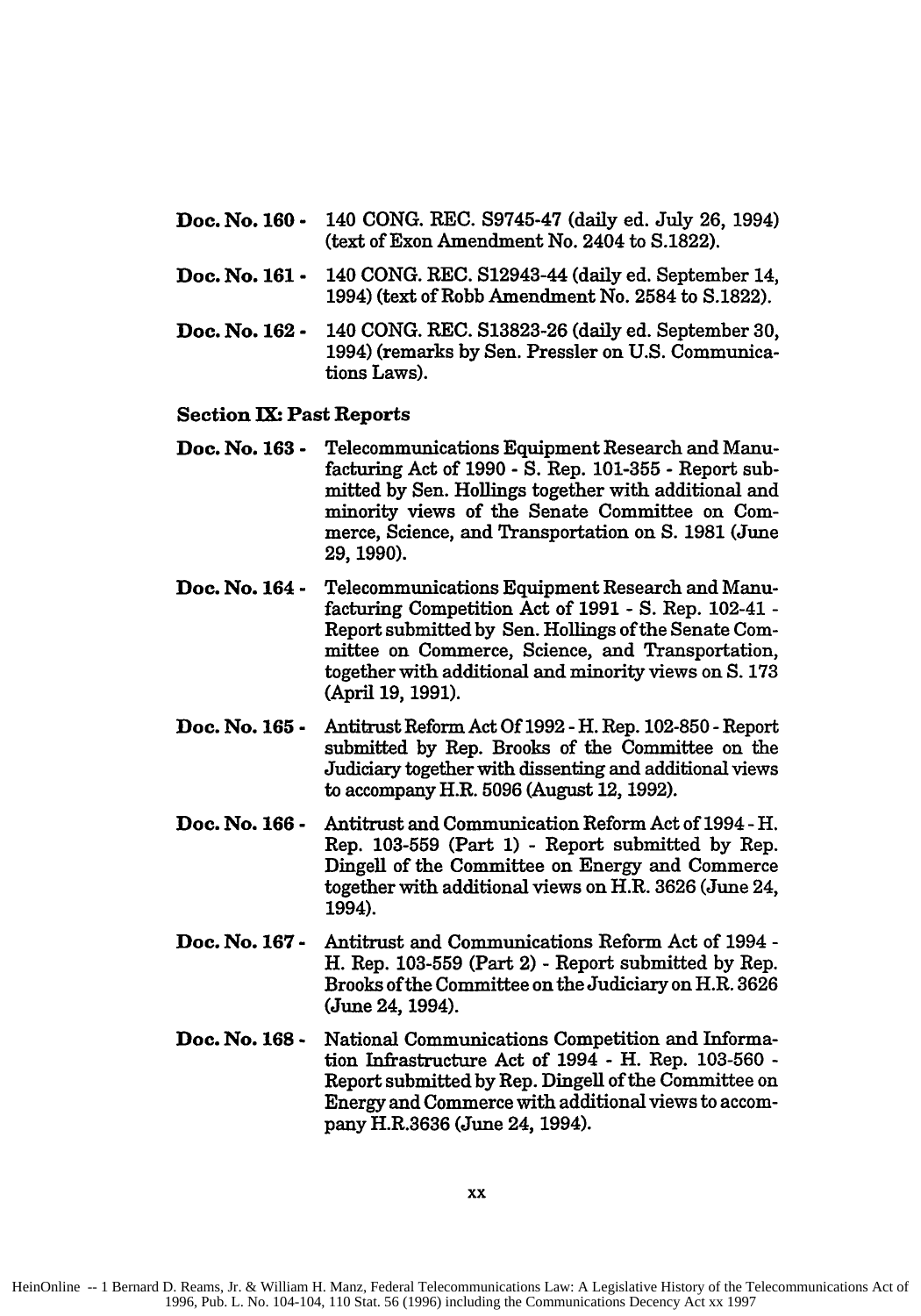**Doc. No. 160 -** 140 CONG. REC. S9745-47 (daily ed. July 26, 1994) (text of Exon Amendment No. 2404 to S.1822).

**Doc. No. 161 -** 140 CONG. REC. S12943-44 (daily ed. September 14, 1994) (text of Robb Amendment No. 2584 to S.1822).

**Doc. No. 162 -** 140 CONG. REC. S13823-26 (daily ed. September 30, 1994) (remarks by Sen. Pressler on U.S. Communications Laws).

### Section IX: Past Reports

**Doc. No. 163 -** Telecommunications Equipment Research and Manufacturing Act of 1990 - S. Rep. 101-355 - Report submitted by Sen. Hollings together with additional and minority views of the Senate Committee on Commerce, Science, and Transportation on S. 1981 (June 29, 1990).

**Doc. No. 164 -** Telecommunications Equipment Research and Manufacturing Competition Act of 1991 - S. Rep. 102-41 - Report submitted by Sen. Hollings of the Senate Committee on Commerce, Science, and Transportation, together with additional and minority views on S. 173 (April 19, 1991).

**Doc. No. 165 -** Antitrust Reform Act Of 1992 - H. Rep. 102-850 - Report submitted by Rep. Brooks of the Committee on the Judiciary together with dissenting and additional views to accompany H.R. 5096 (August 12, 1992).

**Doc. No. 166 -** Antitrust and Communication Reform Act of 1994 - H. Rep. 103-559 (Part 1) - Report submitted by Rep. Dingell of the Committee on Energy and Commerce together with additional views on H.R. 3626 (June 24, 1994).

**Doc. No. 167 -** Antitrust and Communications Reform Act of 1994 - H. Rep. 103-559 (Part 2) - Report submitted by Rep. Brooks of the Committee on the Judiciary on H.R. 3626 (June 24, 1994).

**Doc. No. 168 -** National Communications Competition and Information Infrastructure Act of 1994 - H. Rep. 103-560 - Report submitted by Rep. Dingell of the Committee on Energy and Commerce with additional views to accompany H.R.3636 (June 24, 1994).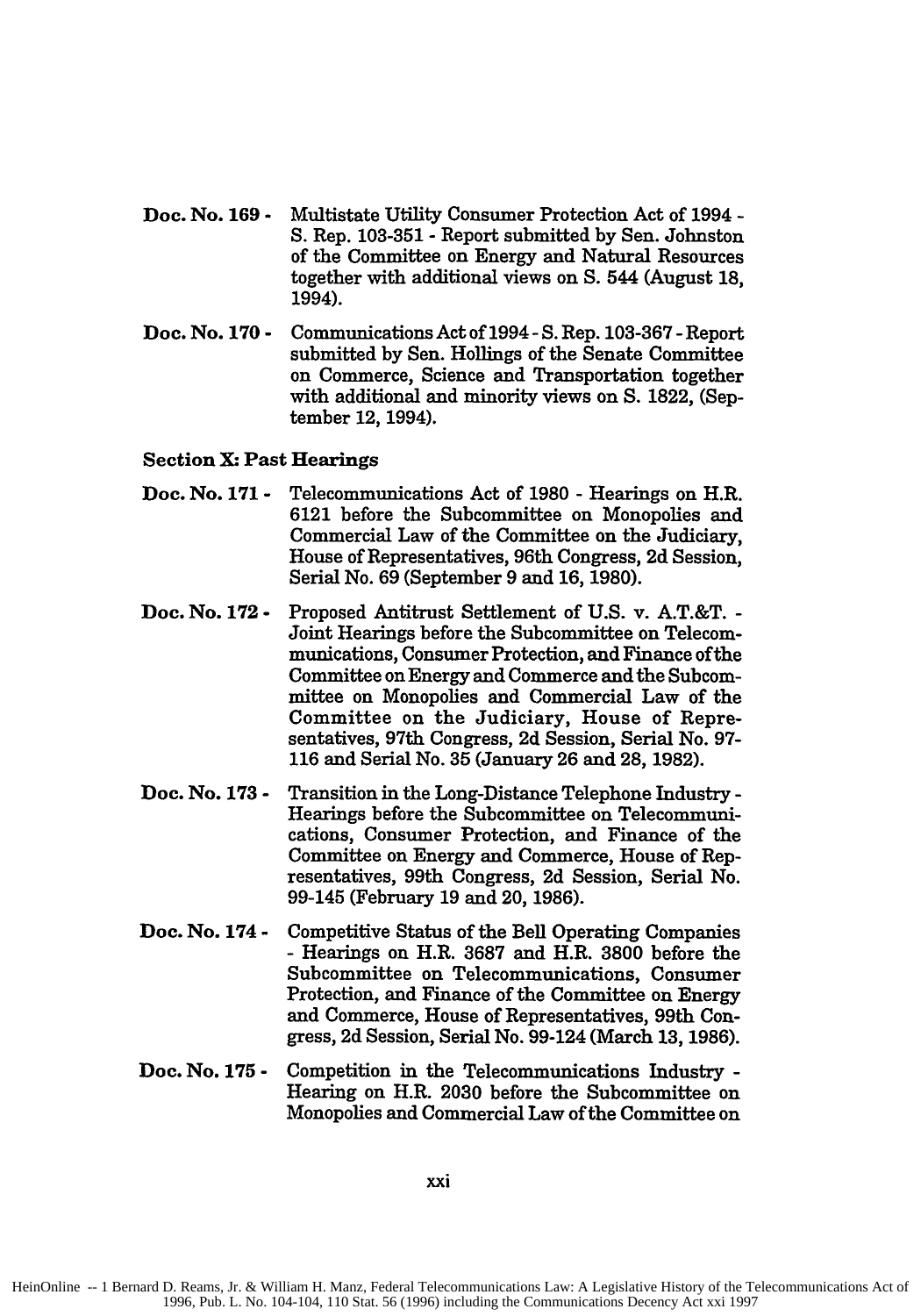**Doc. No. 169 -** Multistate Utility Consumer Protection Act of 1994 - S. Rep. 103-351 - Report submitted by Sen. Johnston of the Committee on Energy and Natural Resources together with additional views on S. 544 (August 18, 1994).

**Doc. No. 170 -** Communications Act of 1994 - S. Rep. 103-367 - Report submitted by Sen. Hollings of the Senate Committee on Commerce, Science and Transportation together with additional and minority views on S. 1822, (September 12, 1994).

**Section X: Past Hearings**

**Doc. No. 171 -** Telecommunications Act of 1980 - Hearings on H.R. 6121 before the Subcommittee on Monopolies and Commercial Law of the Committee on the Judiciary, House of Representatives, 96th Congress, 2d Session, Serial No. 69 (September 9 and 16, 1980).

**Doc. No. 172 -** Proposed Antitrust Settlement of U.S. v. A.T.&T. - Joint Hearings before the Subcommittee on Telecommunications, Consumer Protection, and Finance of the Committee on Energy and Commerce and the Subcommittee on Monopolies and Commercial Law of the Committee on the Judiciary, House of Representatives, 97th Congress, 2d Session, Serial No. 97-116 and Serial No. 35 (January 26 and 28, 1982).

**Doc. No. 173 -** Transition in the Long-Distance Telephone Industry - Hearings before the Subcommittee on Telecommunications, Consumer Protection, and Finance of the Committee on Energy and Commerce, House of Representatives, 99th Congress, 2d Session, Serial No. 99-145 (February 19 and 20, 1986).

**Doc. No. 174 -** Competitive Status of the Bell Operating Companies - Hearings on H.R. 3687 and H.R. 3800 before the Subcommittee on Telecommunications, Consumer Protection, and Finance of the Committee on Energy and Commerce, House of Representatives, 99th Congress, 2d Session, Serial No. 99-124 (March 13, 1986).

**Doc. No. 175 -** Competition in the Telecommunications Industry - Hearing on H.R. 2030 before the Subcommittee on Monopolies and Commercial Law of the Committee on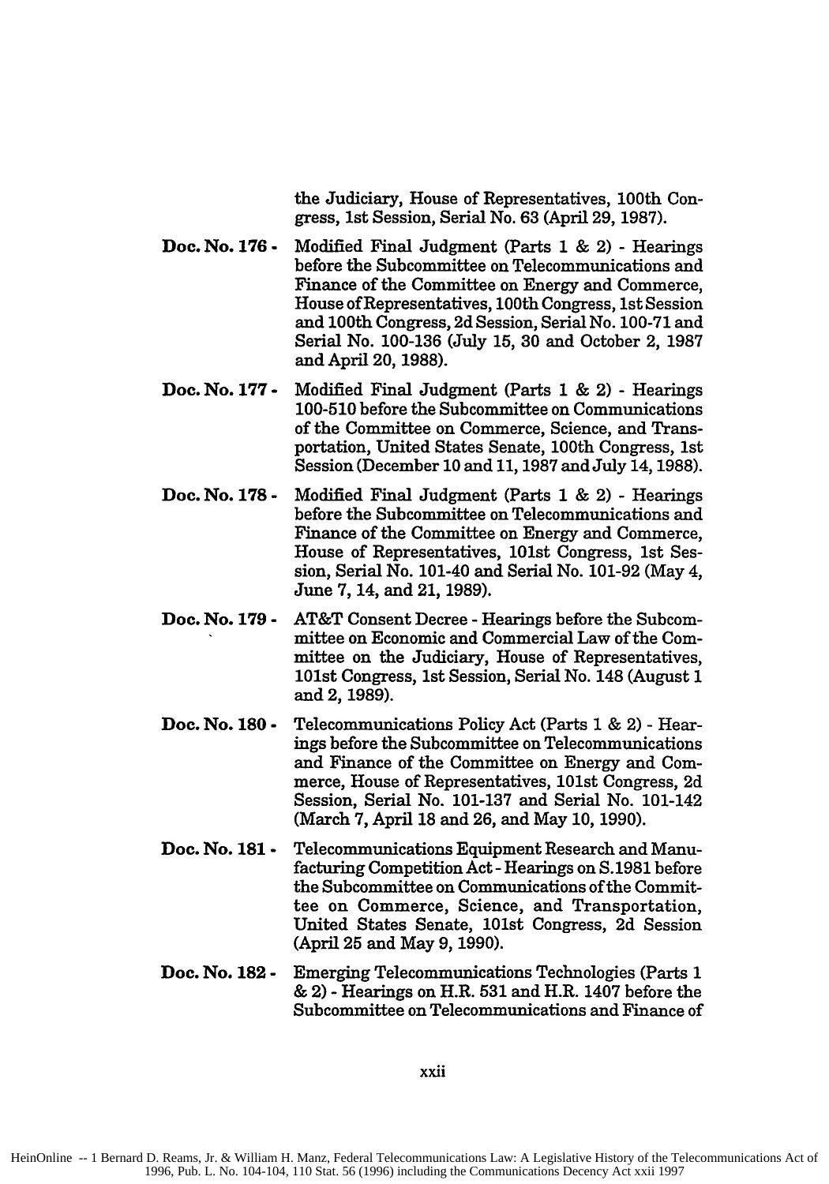the Judiciary, House of Representatives, 100th Congress, 1st Session, Serial No. 63 (April 29, 1987).

**Doc. No. 176 -** Modified Final Judgment (Parts 1 & 2) - Hearings before the Subcommittee on Telecommunications and Finance of the Committee on Energy and Commerce, House of Representatives, 100th Congress, 1st Session and 100th Congress, 2d Session, Serial No. 100-71 and Serial No. 100-136 (July 15, 30 and October 2, 1987 and April 20, 1988).

**Doc. No. 177 -** Modified Final Judgment (Parts 1 & 2) - Hearings 100-510 before the Subcommittee on Communications of the Committee on Commerce, Science, and Transportation, United States Senate, 100th Congress, 1st Session (December 10 and 11, 1987 and July 14, 1988).

**Doc. No. 178 -** Modified Final Judgment (Parts 1 & 2) - Hearings before the Subcommittee on Telecommunications and Finance of the Committee on Energy and Commerce, House of Representatives, 101st Congress, 1st Session, Serial No. 101-40 and Serial No. 101-92 (May 4, June 7, 14, and 21, 1989).

**Doc. No. 179 -** AT&T Consent Decree - Hearings before the Subcommittee on Economic and Commercial Law of the Committee on the Judiciary, House of Representatives, 101st Congress, 1st Session, Serial No. 148 (August 1 and 2, 1989).

**Doc. No. 180 -** Telecommunications Policy Act (Parts 1 & 2) - Hearings before the Subcommittee on Telecommunications and Finance of the Committee on Energy and Commerce, House of Representatives, 101st Congress, 2d Session, Serial No. 101-137 and Serial No. 101-142 (March 7, April 18 and 26, and May 10, 1990).

**Doc. No. 181 -** Telecommunications Equipment Research and Manufacturing Competition Act - Hearings on S.1981 before the Subcommittee on Communications of the Committee on Commerce, Science, and Transportation, United States Senate, 101st Congress, 2d Session (April 25 and May 9, 1990).

**Doc. No. 182 -** Emerging Telecommunications Technologies (Parts 1 & 2) - Hearings on H.R. 531 and H.R. 1407 before the Subcommittee on Telecommunications and Finance of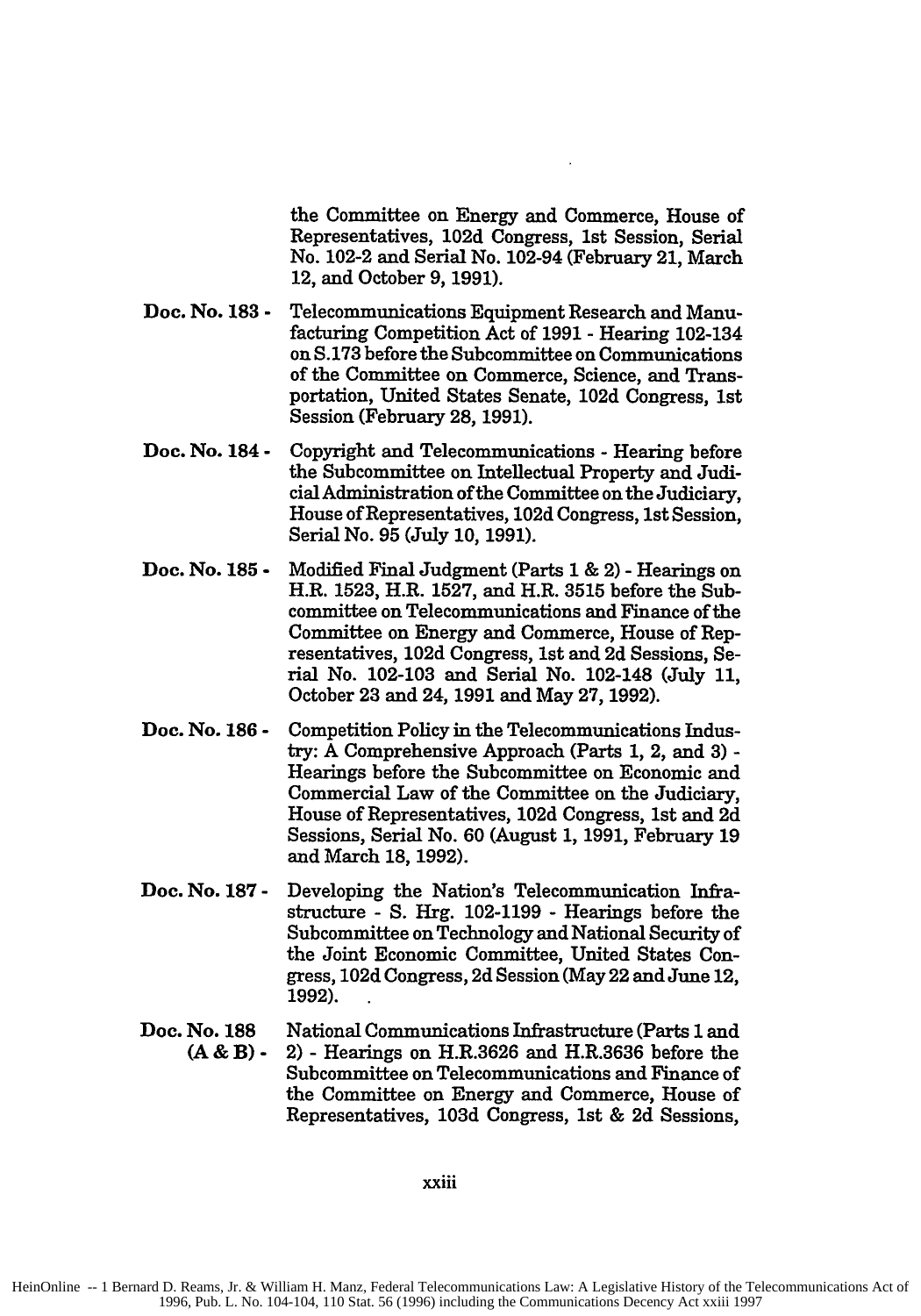the Committee on Energy and Commerce, House of Representatives, 102d Congress, 1st Session, Serial No. 102-2 and Serial No. 102-94 (February 21, March 12, and October 9, 1991).

**Doc. No. 183 -** Telecommunications Equipment Research and Manufacturing Competition Act of 1991 - Hearing 102-134 on S.173 before the Subcommittee on Communications of the Committee on Commerce, Science, and Transportation, United States Senate, 102d Congress, 1st Session (February 28, 1991).

**Doc. No. 184 -** Copyright and Telecommunications - Hearing before the Subcommittee on Intellectual Property and Judicial Administration of the Committee on the Judiciary, House of Representatives, 102d Congress, 1st Session, Serial No. 95 (July 10, 1991).

**Doc. No. 185 -** Modified Final Judgment (Parts 1 & 2) - Hearings on H.R. 1523, H.R. 1527, and H.R. 3515 before the Subcommittee on Telecommunications and Finance of the Committee on Energy and Commerce, House of Representatives, 102d Congress, 1st and 2d Sessions, Serial No. 102-103 and Serial No. 102-148 (July 11, October 23 and 24, 1991 and May 27, 1992).

**Doc. No. 186 -** Competition Policy in the Telecommunications Industry: A Comprehensive Approach (Parts 1, 2, and 3) - Hearings before the Subcommittee on Economic and Commercial Law of the Committee on the Judiciary, House of Representatives, 102d Congress, 1st and 2d Sessions, Serial No. 60 (August 1, 1991, February 19 and March 18, 1992).

**Doc. No. 187 -** Developing the Nation's Telecommunication Infrastructure - S. Hrg. 102-1199 - Hearings before the Subcommittee on Technology and National Security of the Joint Economic Committee, United States Congress, 102d Congress, 2d Session (May 22 and June 12, 1992).

**Doc. No. 188 (A & B) -** National Communications Infrastructure (Parts 1 and 2) - Hearings on H.R.3626 and H.R.3636 before the Subcommittee on Telecommunications and Finance of the Committee on Energy and Commerce, House of Representatives, 103d Congress, 1st & 2d Sessions,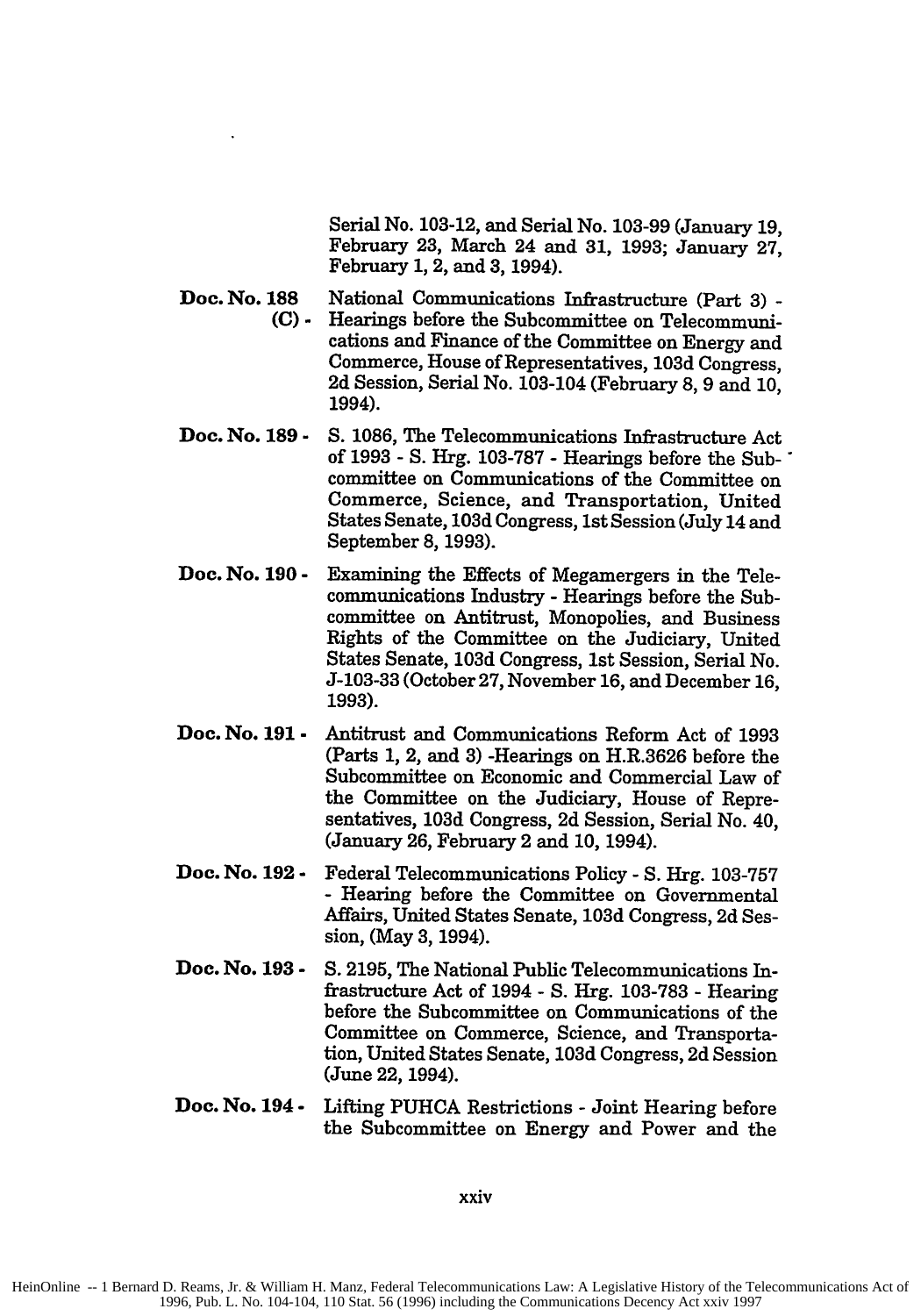Serial No. 103-12, and Serial No. 103-99 (January 19, February 23, March 24 and 31, 1993; January 27, February 1, 2, and 3, 1994).

**Doc. No. 188 (C)** - National Communications Infrastructure (Part 3) - Hearings before the Subcommittee on Telecommunications and Finance of the Committee on Energy and Commerce, House of Representatives, 103d Congress, 2d Session, Serial No. 103-104 (February 8, 9 and 10, 1994).

**Doc. No. 189** - S. 1086, The Telecommunications Infrastructure Act of 1993 - S. Hrg. 103-787 - Hearings before the Subcommittee on Communications of the Committee on Commerce, Science, and Transportation, United States Senate, 103d Congress, 1st Session (July 14 and September 8, 1993).

**Doc. No. 190** - Examining the Effects of Megamergers in the Telecommunications Industry - Hearings before the Subcommittee on Antitrust, Monopolies, and Business Rights of the Committee on the Judiciary, United States Senate, 103d Congress, 1st Session, Serial No. J-103-33 (October 27, November 16, and December 16, 1993).

**Doc. No. 191** - Antitrust and Communications Reform Act of 1993 (Parts 1, 2, and 3) -Hearings on H.R.3626 before the Subcommittee on Economic and Commercial Law of the Committee on the Judiciary, House of Representatives, 103d Congress, 2d Session, Serial No. 40, (January 26, February 2 and 10, 1994).

**Doc. No. 192** - Federal Telecommunications Policy - S. Hrg. 103-757 - Hearing before the Committee on Governmental Affairs, United States Senate, 103d Congress, 2d Session, (May 3, 1994).

**Doc. No. 193** - S. 2195, The National Public Telecommunications Infrastructure Act of 1994 - S. Hrg. 103-783 - Hearing before the Subcommittee on Communications of the Committee on Commerce, Science, and Transportation, United States Senate, 103d Congress, 2d Session (June 22, 1994).

**Doc. No. 194** - Lifting PUHCA Restrictions - Joint Hearing before the Subcommittee on Energy and Power and the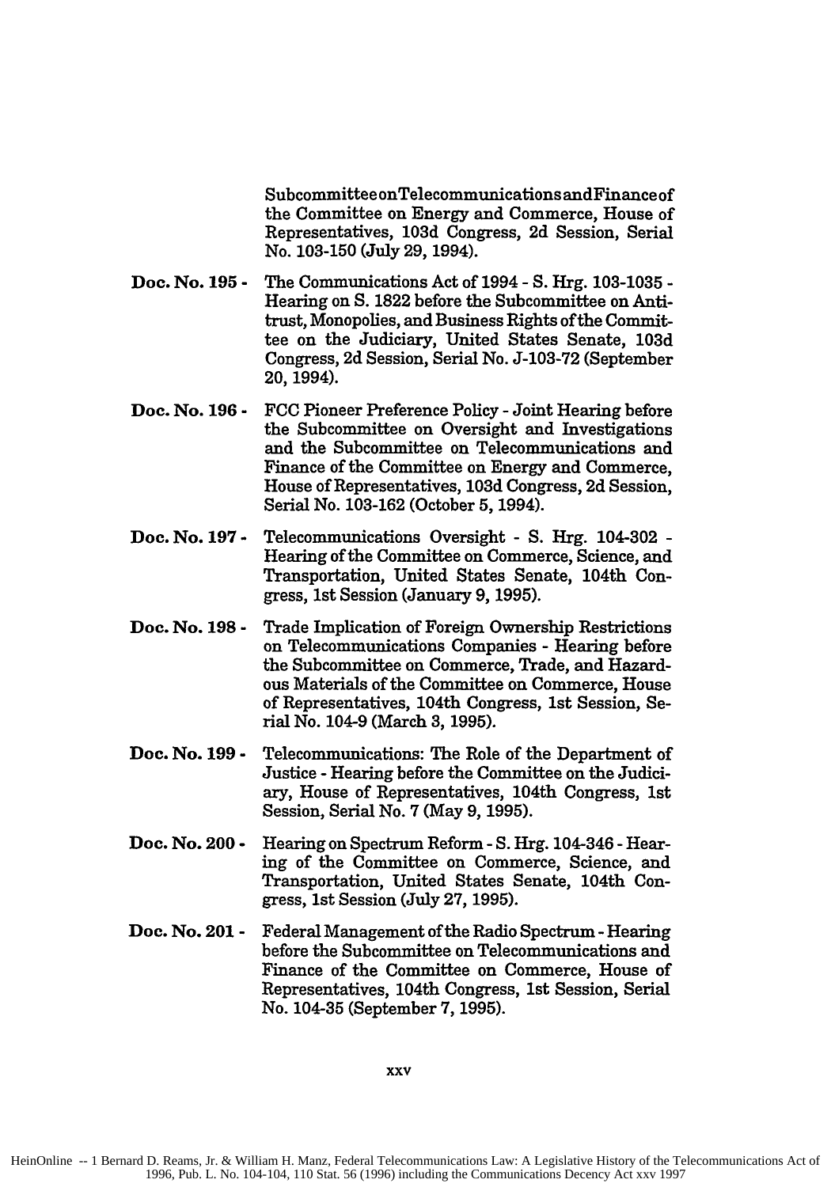Subcommittee on Telecommunications and Finance of the Committee on Energy and Commerce, House of Representatives, 103d Congress, 2d Session, Serial No. 103-150 (July 29, 1994).

**Doc. No. 195 -** The Communications Act of 1994 - S. Hrg. 103-1035 - Hearing on S. 1822 before the Subcommittee on Antitrust, Monopolies, and Business Rights of the Committee on the Judiciary, United States Senate, 103d Congress, 2d Session, Serial No. J-103-72 (September 20, 1994).

**Doc. No. 196 -** FCC Pioneer Preference Policy - Joint Hearing before the Subcommittee on Oversight and Investigations and the Subcommittee on Telecommunications and Finance of the Committee on Energy and Commerce, House of Representatives, 103d Congress, 2d Session, Serial No. 103-162 (October 5, 1994).

**Doc. No. 197 -** Telecommunications Oversight - S. Hrg. 104-302 - Hearing of the Committee on Commerce, Science, and Transportation, United States Senate, 104th Congress, 1st Session (January 9, 1995).

**Doc. No. 198 -** Trade Implication of Foreign Ownership Restrictions on Telecommunications Companies - Hearing before the Subcommittee on Commerce, Trade, and Hazardous Materials of the Committee on Commerce, House of Representatives, 104th Congress, 1st Session, Serial No. 104-9 (March 3, 1995).

**Doc. No. 199 -** Telecommunications: The Role of the Department of Justice - Hearing before the Committee on the Judiciary, House of Representatives, 104th Congress, 1st Session, Serial No. 7 (May 9, 1995).

**Doc. No. 200 -** Hearing on Spectrum Reform - S. Hrg. 104-346 - Hearing of the Committee on Commerce, Science, and Transportation, United States Senate, 104th Congress, 1st Session (July 27, 1995).

**Doc. No. 201 -** Federal Management of the Radio Spectrum - Hearing before the Subcommittee on Telecommunications and Finance of the Committee on Commerce, House of Representatives, 104th Congress, 1st Session, Serial No. 104-35 (September 7, 1995).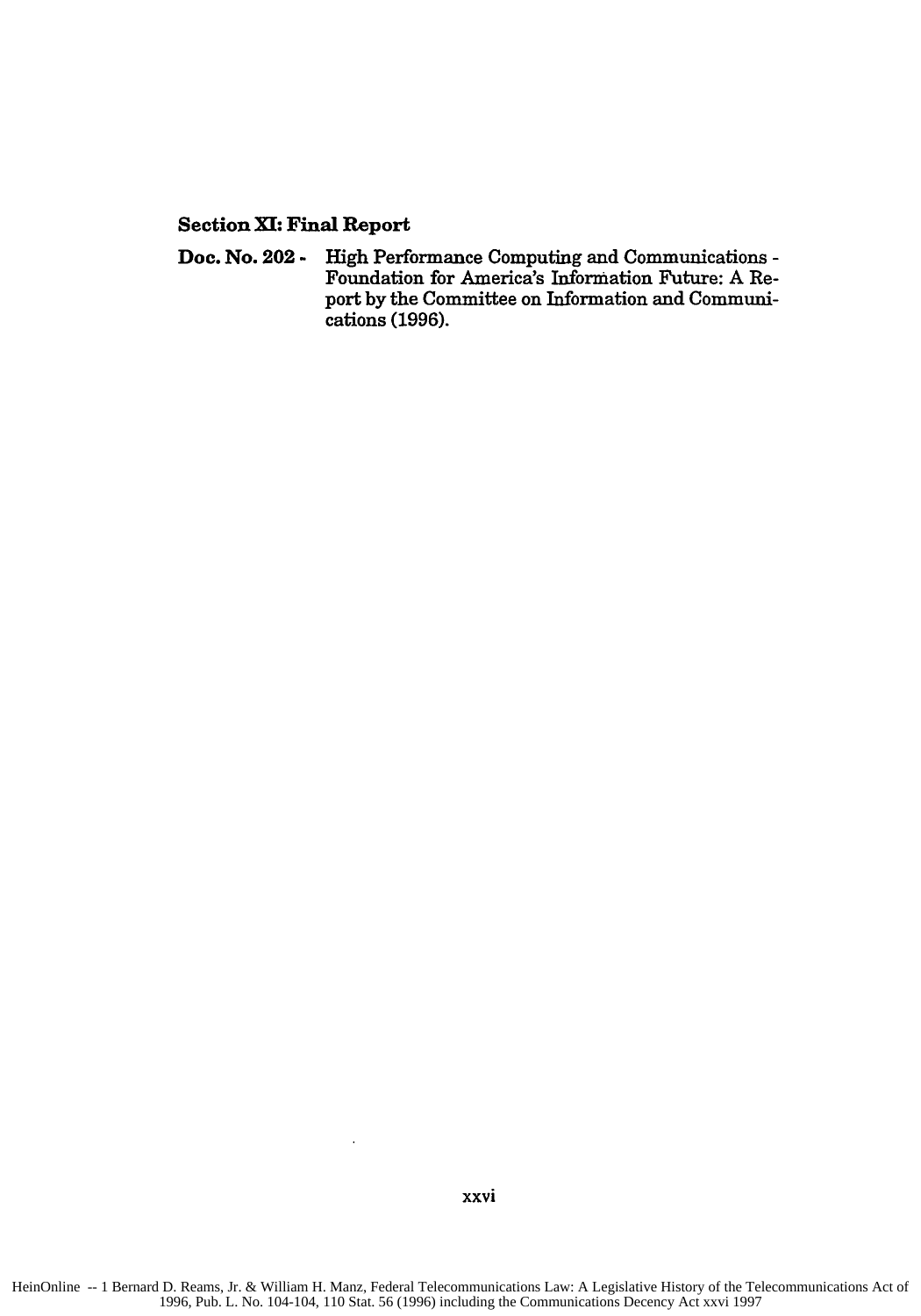**Section XI: Final Report**

**Doc. No. 202 -** High Performance Computing and Communications - Foundation for America's Information Future: A Report by the Committee on Information and Communications (1996).